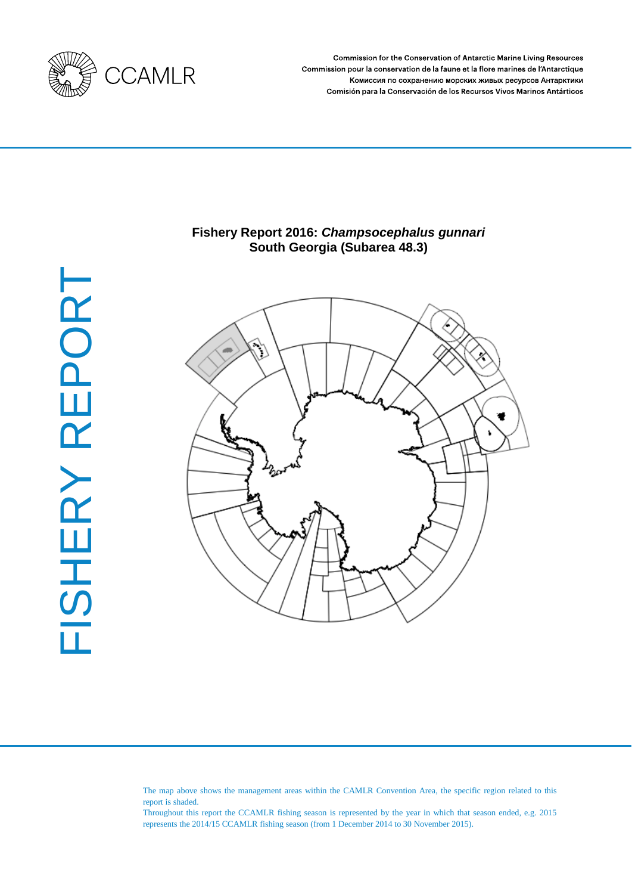CCAMLR

Commission for the Conservation of Antarctic Marine Living Resources
Commission pour la conservation de la faune et la flore marines de l'Antarctique
Комиссия по сохранению морских живых ресурсов Антарктики
Comisión para la Conservación de los Recursos Vivos Marinos Antárticos

FISHERY REPORT

# Fishery Report 2016: *Champsocephalus gunnari*
# South Georgia (Subarea 48.3)

The map above shows the management areas within the CAMLR Convention Area, the specific region related to this report is shaded.
Throughout this report the CCAMLR fishing season is represented by the year in which that season ended, e.g. 2015 represents the 2014/15 CCAMLR fishing season (from 1 December 2014 to 30 November 2015).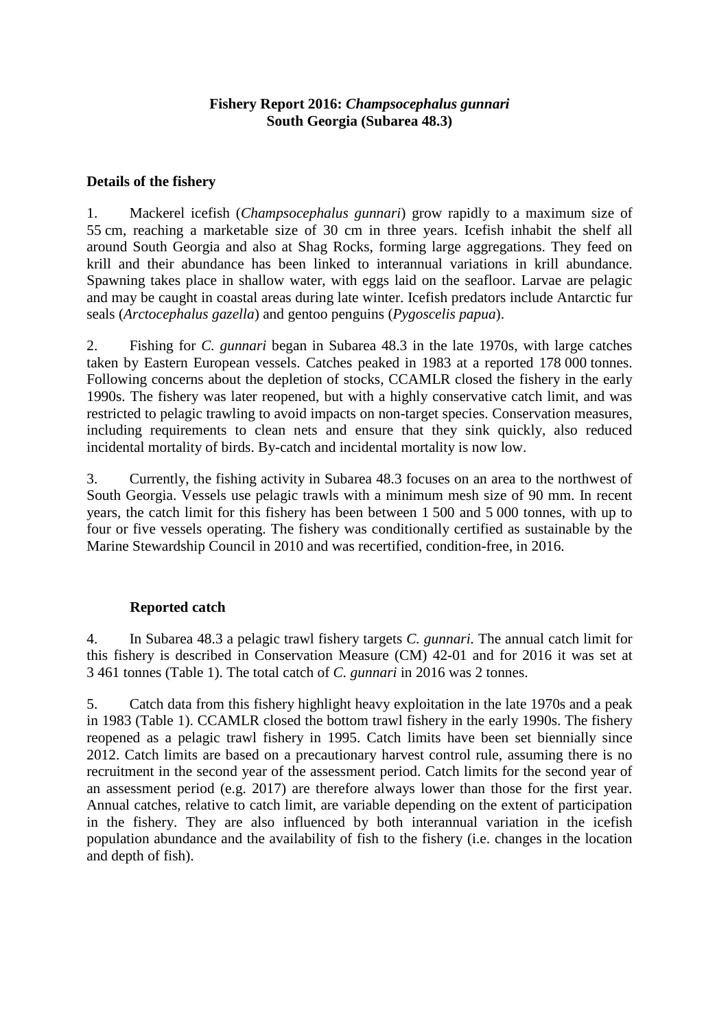**Fishery Report 2016: *Champsocephalus gunnari***
**South Georgia (Subarea 48.3)**

## Details of the fishery

1. Mackerel icefish (*Champsocephalus gunnari*) grow rapidly to a maximum size of 55 cm, reaching a marketable size of 30 cm in three years. Icefish inhabit the shelf all around South Georgia and also at Shag Rocks, forming large aggregations. They feed on krill and their abundance has been linked to interannual variations in krill abundance. Spawning takes place in shallow water, with eggs laid on the seafloor. Larvae are pelagic and may be caught in coastal areas during late winter. Icefish predators include Antarctic fur seals (*Arctocephalus gazella*) and gentoo penguins (*Pygoscelis papua*).

2. Fishing for *C. gunnari* began in Subarea 48.3 in the late 1970s, with large catches taken by Eastern European vessels. Catches peaked in 1983 at a reported 178 000 tonnes. Following concerns about the depletion of stocks, CCAMLR closed the fishery in the early 1990s. The fishery was later reopened, but with a highly conservative catch limit, and was restricted to pelagic trawling to avoid impacts on non-target species. Conservation measures, including requirements to clean nets and ensure that they sink quickly, also reduced incidental mortality of birds. By-catch and incidental mortality is now low.

3. Currently, the fishing activity in Subarea 48.3 focuses on an area to the northwest of South Georgia. Vessels use pelagic trawls with a minimum mesh size of 90 mm. In recent years, the catch limit for this fishery has been between 1 500 and 5 000 tonnes, with up to four or five vessels operating. The fishery was conditionally certified as sustainable by the Marine Stewardship Council in 2010 and was recertified, condition-free, in 2016.

### Reported catch

4. In Subarea 48.3 a pelagic trawl fishery targets *C. gunnari*. The annual catch limit for this fishery is described in Conservation Measure (CM) 42-01 and for 2016 it was set at 3 461 tonnes (Table 1). The total catch of *C. gunnari* in 2016 was 2 tonnes.

5. Catch data from this fishery highlight heavy exploitation in the late 1970s and a peak in 1983 (Table 1). CCAMLR closed the bottom trawl fishery in the early 1990s. The fishery reopened as a pelagic trawl fishery in 1995. Catch limits have been set biennially since 2012. Catch limits are based on a precautionary harvest control rule, assuming there is no recruitment in the second year of the assessment period. Catch limits for the second year of an assessment period (e.g. 2017) are therefore always lower than those for the first year. Annual catches, relative to catch limit, are variable depending on the extent of participation in the fishery. They are also influenced by both interannual variation in the icefish population abundance and the availability of fish to the fishery (i.e. changes in the location and depth of fish).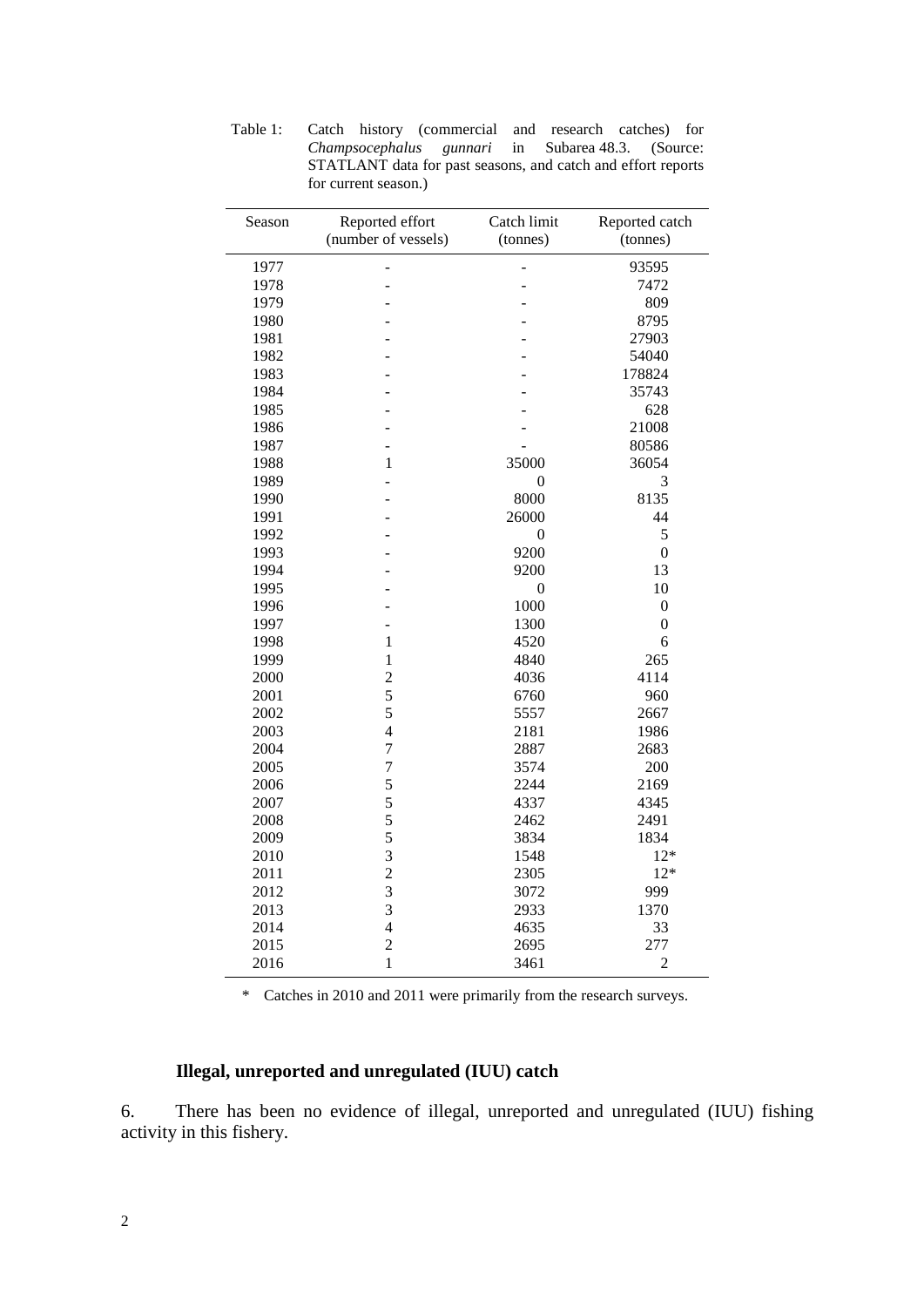Table 1: Catch history (commercial and research catches) for *Champsocephalus gunnari* in Subarea 48.3. (Source: STATLANT data for past seasons, and catch and effort reports for current season.)

| Season | Reported effort (number of vessels) | Catch limit (tonnes) | Reported catch (tonnes) |
|---|---|---|---|
| 1977 | - | - | 93595 |
| 1978 | - | - | 7472 |
| 1979 | - | - | 809 |
| 1980 | - | - | 8795 |
| 1981 | - | - | 27903 |
| 1982 | - | - | 54040 |
| 1983 | - | - | 178824 |
| 1984 | - | - | 35743 |
| 1985 | - | - | 628 |
| 1986 | - | - | 21008 |
| 1987 | - | - | 80586 |
| 1988 | 1 | 35000 | 36054 |
| 1989 | - | 0 | 3 |
| 1990 | - | 8000 | 8135 |
| 1991 | - | 26000 | 44 |
| 1992 | - | 0 | 5 |
| 1993 | - | 9200 | 0 |
| 1994 | - | 9200 | 13 |
| 1995 | - | 0 | 10 |
| 1996 | - | 1000 | 0 |
| 1997 | - | 1300 | 0 |
| 1998 | 1 | 4520 | 6 |
| 1999 | 1 | 4840 | 265 |
| 2000 | 2 | 4036 | 4114 |
| 2001 | 5 | 6760 | 960 |
| 2002 | 5 | 5557 | 2667 |
| 2003 | 4 | 2181 | 1986 |
| 2004 | 7 | 2887 | 2683 |
| 2005 | 7 | 3574 | 200 |
| 2006 | 5 | 2244 | 2169 |
| 2007 | 5 | 4337 | 4345 |
| 2008 | 5 | 2462 | 2491 |
| 2009 | 5 | 3834 | 1834 |
| 2010 | 3 | 1548 | 12* |
| 2011 | 2 | 2305 | 12* |
| 2012 | 3 | 3072 | 999 |
| 2013 | 3 | 2933 | 1370 |
| 2014 | 4 | 4635 | 33 |
| 2015 | 2 | 2695 | 277 |
| 2016 | 1 | 3461 | 2 |

\* Catches in 2010 and 2011 were primarily from the research surveys.

### Illegal, unreported and unregulated (IUU) catch

6. There has been no evidence of illegal, unreported and unregulated (IUU) fishing activity in this fishery.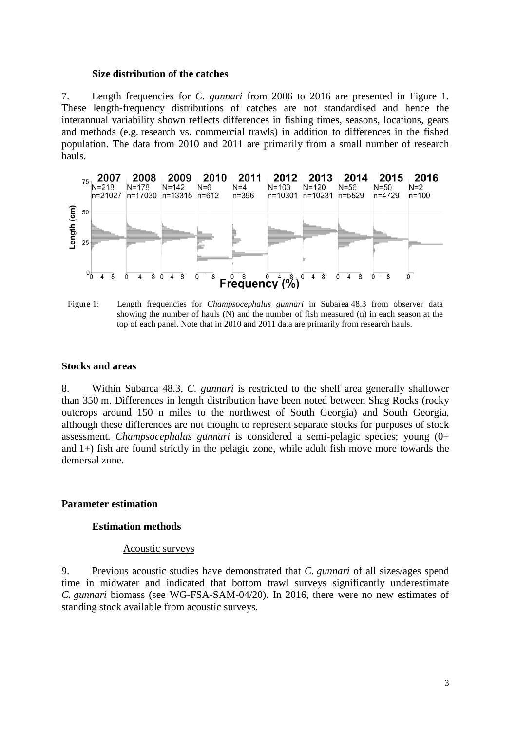### Size distribution of the catches

7. Length frequencies for *C. gunnari* from 2006 to 2016 are presented in Figure 1. These length-frequency distributions of catches are not standardised and hence the interannual variability shown reflects differences in fishing times, seasons, locations, gears and methods (e.g. research vs. commercial trawls) in addition to differences in the fished population. The data from 2010 and 2011 are primarily from a small number of research hauls.

Figure 1: Length frequencies for *Champsocephalus gunnari* in Subarea 48.3 from observer data showing the number of hauls (N) and the number of fish measured (n) in each season at the top of each panel. Note that in 2010 and 2011 data are primarily from research hauls.

## Stocks and areas

8. Within Subarea 48.3, *C. gunnari* is restricted to the shelf area generally shallower than 350 m. Differences in length distribution have been noted between Shag Rocks (rocky outcrops around 150 n miles to the northwest of South Georgia) and South Georgia, although these differences are not thought to represent separate stocks for purposes of stock assessment. *Champsocephalus gunnari* is considered a semi-pelagic species; young (0+ and 1+) fish are found strictly in the pelagic zone, while adult fish move more towards the demersal zone.

## Parameter estimation

### Estimation methods

#### Acoustic surveys

9. Previous acoustic studies have demonstrated that *C. gunnari* of all sizes/ages spend time in midwater and indicated that bottom trawl surveys significantly underestimate *C. gunnari* biomass (see WG-FSA-SAM-04/20). In 2016, there were no new estimates of standing stock available from acoustic surveys.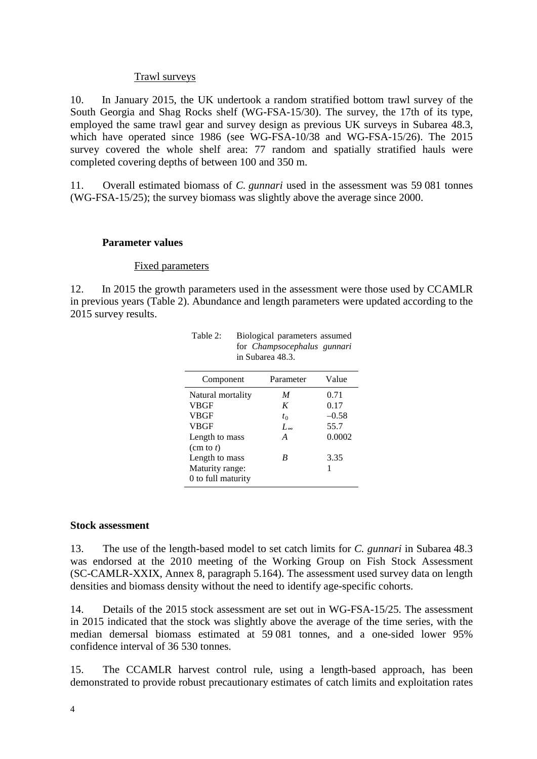#### Trawl surveys

10. In January 2015, the UK undertook a random stratified bottom trawl survey of the South Georgia and Shag Rocks shelf (WG-FSA-15/30). The survey, the 17th of its type, employed the same trawl gear and survey design as previous UK surveys in Subarea 48.3, which have operated since 1986 (see WG-FSA-10/38 and WG-FSA-15/26). The 2015 survey covered the whole shelf area: 77 random and spatially stratified hauls were completed covering depths of between 100 and 350 m.

11. Overall estimated biomass of *C. gunnari* used in the assessment was 59 081 tonnes (WG-FSA-15/25); the survey biomass was slightly above the average since 2000.

### Parameter values

#### Fixed parameters

12. In 2015 the growth parameters used in the assessment were those used by CCAMLR in previous years (Table 2). Abundance and length parameters were updated according to the 2015 survey results.

Table 2: Biological parameters assumed for *Champsocephalus gunnari* in Subarea 48.3.

| Component | Parameter | Value |
|---|---|---|
| Natural mortality | $M$ | 0.71 |
| VBGF | $K$ | 0.17 |
| VBGF | $t_0$ | –0.58 |
| VBGF | $L_\infty$ | 55.7 |
| Length to mass (cm to *t*) | $A$ | 0.0002 |
| Length to mass | $B$ | 3.35 |
| Maturity range: 0 to full maturity | | 1 |

## Stock assessment

13. The use of the length-based model to set catch limits for *C. gunnari* in Subarea 48.3 was endorsed at the 2010 meeting of the Working Group on Fish Stock Assessment (SC-CAMLR-XXIX, Annex 8, paragraph 5.164). The assessment used survey data on length densities and biomass density without the need to identify age-specific cohorts.

14. Details of the 2015 stock assessment are set out in WG-FSA-15/25. The assessment in 2015 indicated that the stock was slightly above the average of the time series, with the median demersal biomass estimated at 59 081 tonnes, and a one-sided lower 95% confidence interval of 36 530 tonnes.

15. The CCAMLR harvest control rule, using a length-based approach, has been demonstrated to provide robust precautionary estimates of catch limits and exploitation rates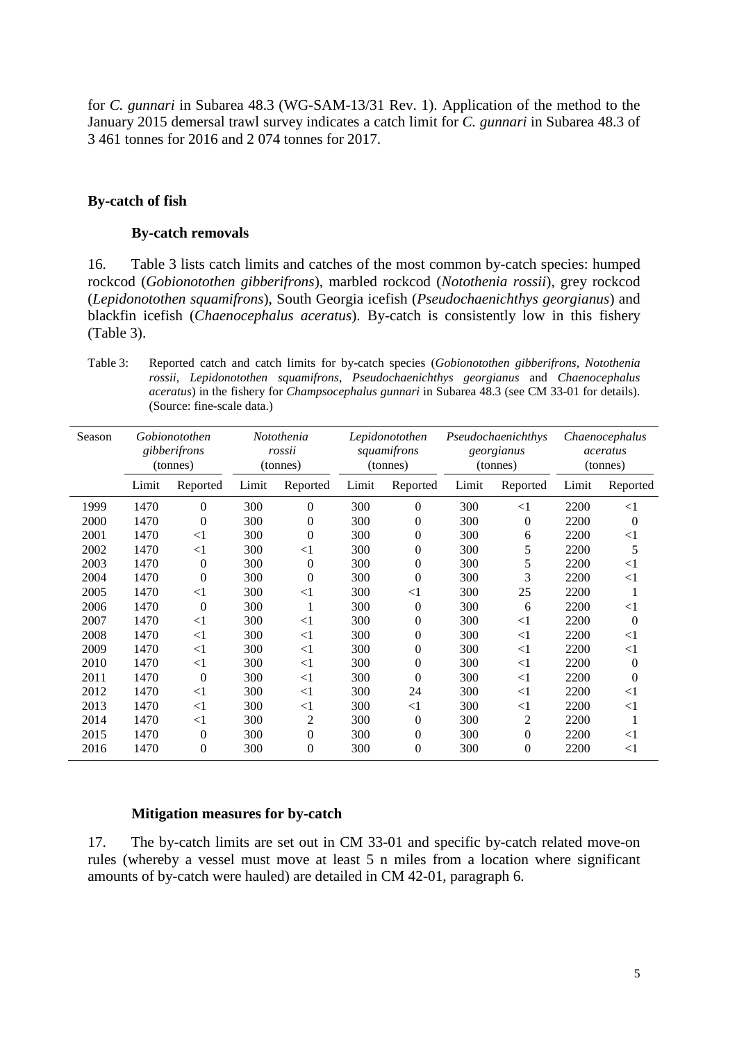for *C. gunnari* in Subarea 48.3 (WG-SAM-13/31 Rev. 1). Application of the method to the January 2015 demersal trawl survey indicates a catch limit for *C. gunnari* in Subarea 48.3 of 3 461 tonnes for 2016 and 2 074 tonnes for 2017.

## By-catch of fish

### By-catch removals

16. Table 3 lists catch limits and catches of the most common by-catch species: humped rockcod (*Gobionotothen gibberifrons*), marbled rockcod (*Notothenia rossii*), grey rockcod (*Lepidonotothen squamifrons*), South Georgia icefish (*Pseudochaenichthys georgianus*) and blackfin icefish (*Chaenocephalus aceratus*). By-catch is consistently low in this fishery (Table 3).

Table 3: Reported catch and catch limits for by-catch species (*Gobionotothen gibberifrons*, *Notothenia rossii*, *Lepidonotothen squamifrons*, *Pseudochaenichthys georgianus* and *Chaenocephalus aceratus*) in the fishery for *Champsocephalus gunnari* in Subarea 48.3 (see CM 33-01 for details). (Source: fine-scale data.)

| Season | *Gobionotothen gibberifrons* (tonnes) | | *Notothenia rossii* (tonnes) | | *Lepidonotothen squamifrons* (tonnes) | | *Pseudochaenichthys georgianus* (tonnes) | | *Chaenocephalus aceratus* (tonnes) | |
|---|---|---|---|---|---|---|---|---|---|---|
| | Limit | Reported | Limit | Reported | Limit | Reported | Limit | Reported | Limit | Reported |
| 1999 | 1470 | 0 | 300 | 0 | 300 | 0 | 300 | <1 | 2200 | <1 |
| 2000 | 1470 | 0 | 300 | 0 | 300 | 0 | 300 | 0 | 2200 | 0 |
| 2001 | 1470 | <1 | 300 | 0 | 300 | 0 | 300 | 6 | 2200 | <1 |
| 2002 | 1470 | <1 | 300 | <1 | 300 | 0 | 300 | 5 | 2200 | 5 |
| 2003 | 1470 | 0 | 300 | 0 | 300 | 0 | 300 | 5 | 2200 | <1 |
| 2004 | 1470 | 0 | 300 | 0 | 300 | 0 | 300 | 3 | 2200 | <1 |
| 2005 | 1470 | <1 | 300 | <1 | 300 | <1 | 300 | 25 | 2200 | 1 |
| 2006 | 1470 | 0 | 300 | 1 | 300 | 0 | 300 | 6 | 2200 | <1 |
| 2007 | 1470 | <1 | 300 | <1 | 300 | 0 | 300 | <1 | 2200 | 0 |
| 2008 | 1470 | <1 | 300 | <1 | 300 | 0 | 300 | <1 | 2200 | <1 |
| 2009 | 1470 | <1 | 300 | <1 | 300 | 0 | 300 | <1 | 2200 | <1 |
| 2010 | 1470 | <1 | 300 | <1 | 300 | 0 | 300 | <1 | 2200 | 0 |
| 2011 | 1470 | 0 | 300 | <1 | 300 | 0 | 300 | <1 | 2200 | 0 |
| 2012 | 1470 | <1 | 300 | <1 | 300 | 24 | 300 | <1 | 2200 | <1 |
| 2013 | 1470 | <1 | 300 | <1 | 300 | <1 | 300 | <1 | 2200 | <1 |
| 2014 | 1470 | <1 | 300 | 2 | 300 | 0 | 300 | 2 | 2200 | 1 |
| 2015 | 1470 | 0 | 300 | 0 | 300 | 0 | 300 | 0 | 2200 | <1 |
| 2016 | 1470 | 0 | 300 | 0 | 300 | 0 | 300 | 0 | 2200 | <1 |

### Mitigation measures for by-catch

17. The by-catch limits are set out in CM 33-01 and specific by-catch related move-on rules (whereby a vessel must move at least 5 n miles from a location where significant amounts of by-catch were hauled) are detailed in CM 42-01, paragraph 6.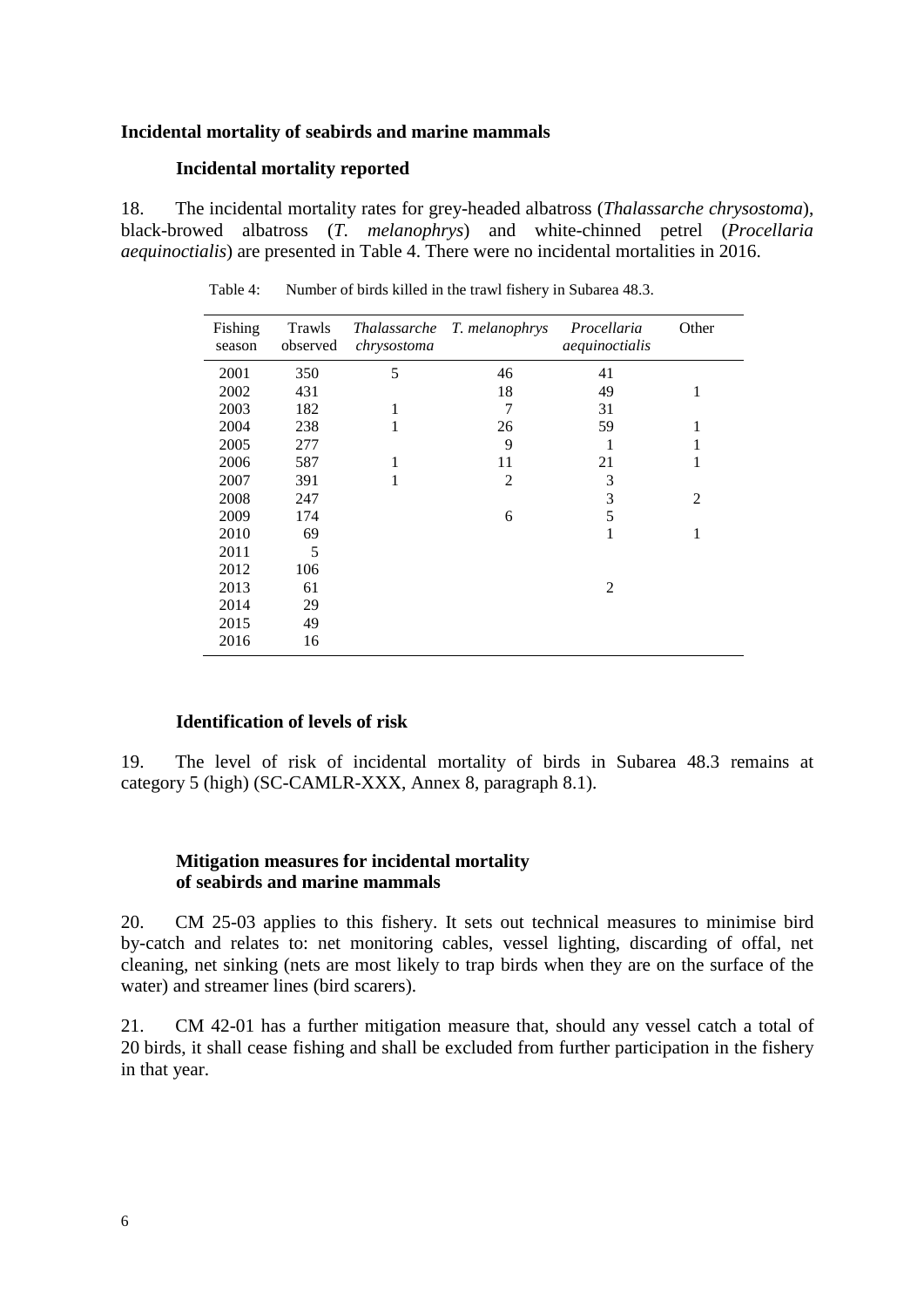## Incidental mortality of seabirds and marine mammals

### Incidental mortality reported

18. The incidental mortality rates for grey-headed albatross (*Thalassarche chrysostoma*), black-browed albatross (*T. melanophrys*) and white-chinned petrel (*Procellaria aequinoctialis*) are presented in Table 4. There were no incidental mortalities in 2016.

Table 4: Number of birds killed in the trawl fishery in Subarea 48.3.

| Fishing season | Trawls observed | *Thalassarche chrysostoma* | *T. melanophrys* | *Procellaria aequinoctialis* | Other |
|---|---|---|---|---|---|
| 2001 | 350 | 5 | 46 | 41 | |
| 2002 | 431 | | 18 | 49 | 1 |
| 2003 | 182 | 1 | 7 | 31 | |
| 2004 | 238 | 1 | 26 | 59 | 1 |
| 2005 | 277 | | 9 | 1 | 1 |
| 2006 | 587 | 1 | 11 | 21 | 1 |
| 2007 | 391 | 1 | 2 | 3 | |
| 2008 | 247 | | | 3 | 2 |
| 2009 | 174 | | 6 | 5 | |
| 2010 | 69 | | | 1 | 1 |
| 2011 | 5 | | | | |
| 2012 | 106 | | | | |
| 2013 | 61 | | | 2 | |
| 2014 | 29 | | | | |
| 2015 | 49 | | | | |
| 2016 | 16 | | | | |

### Identification of levels of risk

19. The level of risk of incidental mortality of birds in Subarea 48.3 remains at category 5 (high) (SC-CAMLR-XXX, Annex 8, paragraph 8.1).

### Mitigation measures for incidental mortality of seabirds and marine mammals

20. CM 25-03 applies to this fishery. It sets out technical measures to minimise bird by-catch and relates to: net monitoring cables, vessel lighting, discarding of offal, net cleaning, net sinking (nets are most likely to trap birds when they are on the surface of the water) and streamer lines (bird scarers).

21. CM 42-01 has a further mitigation measure that, should any vessel catch a total of 20 birds, it shall cease fishing and shall be excluded from further participation in the fishery in that year.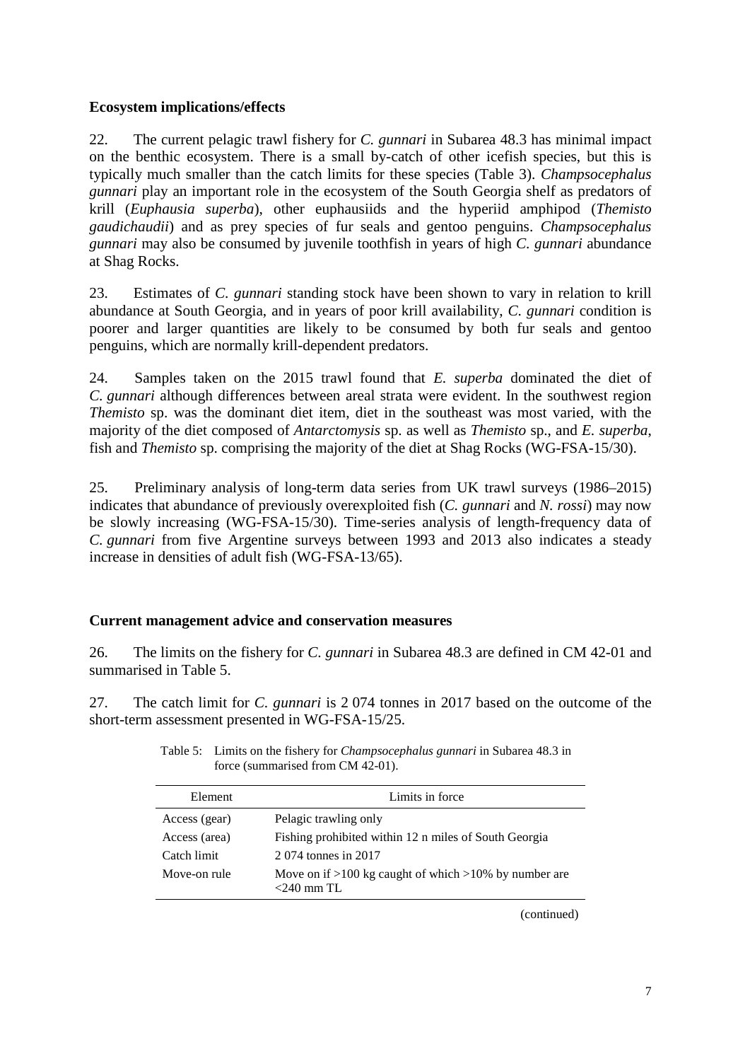**Ecosystem implications/effects**

22. The current pelagic trawl fishery for *C. gunnari* in Subarea 48.3 has minimal impact on the benthic ecosystem. There is a small by-catch of other icefish species, but this is typically much smaller than the catch limits for these species (Table 3). *Champsocephalus gunnari* play an important role in the ecosystem of the South Georgia shelf as predators of krill (*Euphausia superba*), other euphausiids and the hyperiid amphipod (*Themisto gaudichaudii*) and as prey species of fur seals and gentoo penguins. *Champsocephalus gunnari* may also be consumed by juvenile toothfish in years of high *C. gunnari* abundance at Shag Rocks.

23. Estimates of *C. gunnari* standing stock have been shown to vary in relation to krill abundance at South Georgia, and in years of poor krill availability, *C. gunnari* condition is poorer and larger quantities are likely to be consumed by both fur seals and gentoo penguins, which are normally krill-dependent predators.

24. Samples taken on the 2015 trawl found that *E. superba* dominated the diet of *C. gunnari* although differences between areal strata were evident. In the southwest region *Themisto* sp. was the dominant diet item, diet in the southeast was most varied, with the majority of the diet composed of *Antarctomysis* sp. as well as *Themisto* sp., and *E. superba*, fish and *Themisto* sp. comprising the majority of the diet at Shag Rocks (WG-FSA-15/30).

25. Preliminary analysis of long-term data series from UK trawl surveys (1986–2015) indicates that abundance of previously overexploited fish (*C. gunnari* and *N. rossi*) may now be slowly increasing (WG-FSA-15/30). Time-series analysis of length-frequency data of *C. gunnari* from five Argentine surveys between 1993 and 2013 also indicates a steady increase in densities of adult fish (WG-FSA-13/65).

**Current management advice and conservation measures**

26. The limits on the fishery for *C. gunnari* in Subarea 48.3 are defined in CM 42-01 and summarised in Table 5.

27. The catch limit for *C. gunnari* is 2 074 tonnes in 2017 based on the outcome of the short-term assessment presented in WG-FSA-15/25.

Table 5: Limits on the fishery for *Champsocephalus gunnari* in Subarea 48.3 in force (summarised from CM 42-01).

| Element | Limits in force |
|---|---|
| Access (gear) | Pelagic trawling only |
| Access (area) | Fishing prohibited within 12 n miles of South Georgia |
| Catch limit | 2 074 tonnes in 2017 |
| Move-on rule | Move on if >100 kg caught of which >10% by number are <240 mm TL |

(continued)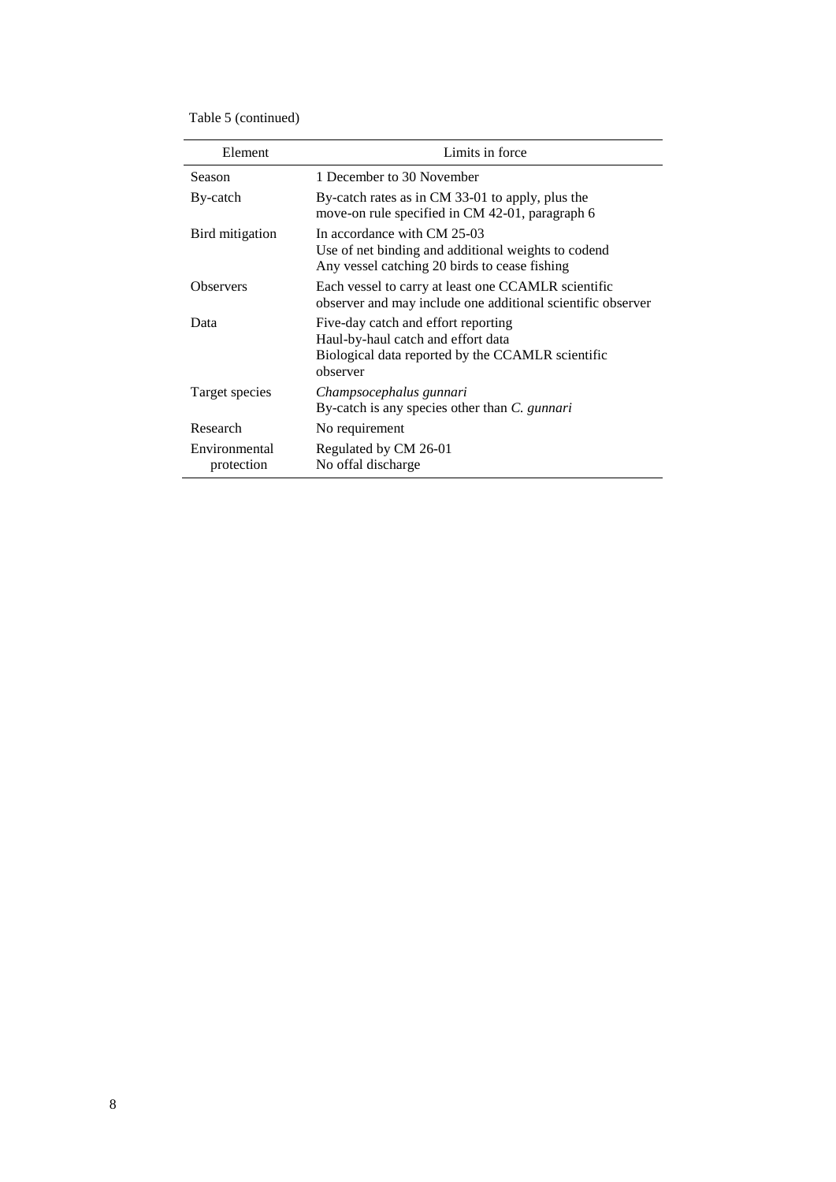Table 5 (continued)

| Element | Limits in force |
|---|---|
| Season | 1 December to 30 November |
| By-catch | By-catch rates as in CM 33-01 to apply, plus the move-on rule specified in CM 42-01, paragraph 6 |
| Bird mitigation | In accordance with CM 25-03<br>Use of net binding and additional weights to codend<br>Any vessel catching 20 birds to cease fishing |
| Observers | Each vessel to carry at least one CCAMLR scientific observer and may include one additional scientific observer |
| Data | Five-day catch and effort reporting<br>Haul-by-haul catch and effort data<br>Biological data reported by the CCAMLR scientific observer |
| Target species | *Champsocephalus gunnari*<br>By-catch is any species other than *C. gunnari* |
| Research | No requirement |
| Environmental protection | Regulated by CM 26-01<br>No offal discharge |